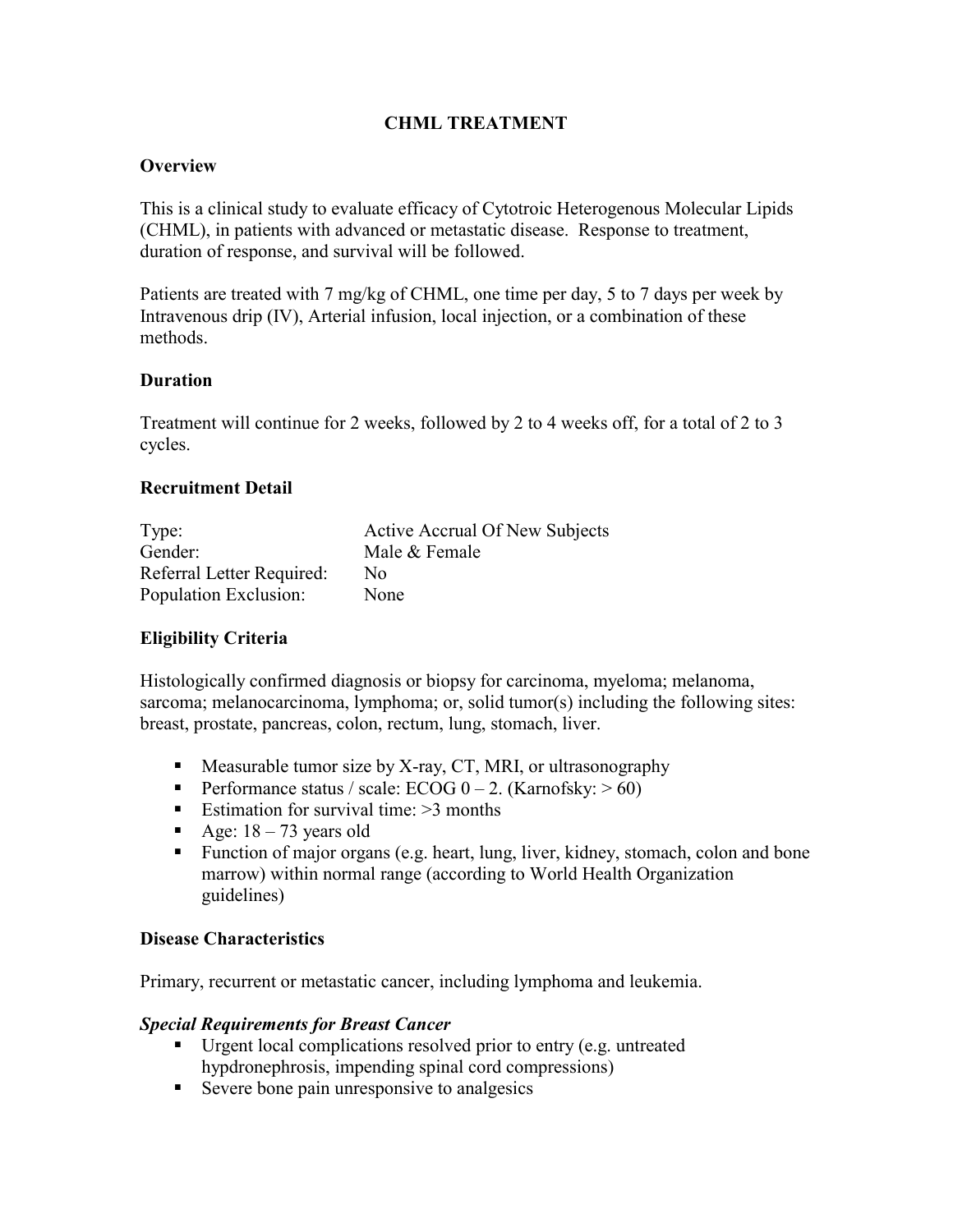# CHML TREATMENT

## Overview

This is a clinical study to evaluate efficacy of Cytotroic Heterogenous Molecular Lipids (CHML), in patients with advanced or metastatic disease. Response to treatment, duration of response, and survival will be followed.

Patients are treated with 7 mg/kg of CHML, one time per day, 5 to 7 days per week by Intravenous drip (IV), Arterial infusion, local injection, or a combination of these methods.

## Duration

Treatment will continue for 2 weeks, followed by 2 to 4 weeks off, for a total of 2 to 3 cycles.

## Recruitment Detail

| | |
|---|---|
| Type: | Active Accrual Of New Subjects |
| Gender: | Male & Female |
| Referral Letter Required: | No |
| Population Exclusion: | None |

## Eligibility Criteria

Histologically confirmed diagnosis or biopsy for carcinoma, myeloma; melanoma, sarcoma; melanocarcinoma, lymphoma; or, solid tumor(s) including the following sites: breast, prostate, pancreas, colon, rectum, lung, stomach, liver.

- Measurable tumor size by X-ray, CT, MRI, or ultrasonography
- Performance status / scale: ECOG 0 – 2. (Karnofsky: > 60)
- Estimation for survival time: >3 months
- Age: 18 – 73 years old
- Function of major organs (e.g. heart, lung, liver, kidney, stomach, colon and bone marrow) within normal range (according to World Health Organization guidelines)

## Disease Characteristics

Primary, recurrent or metastatic cancer, including lymphoma and leukemia.

### *Special Requirements for Breast Cancer*

- Urgent local complications resolved prior to entry (e.g. untreated hypdronephrosis, impending spinal cord compressions)
- Severe bone pain unresponsive to analgesics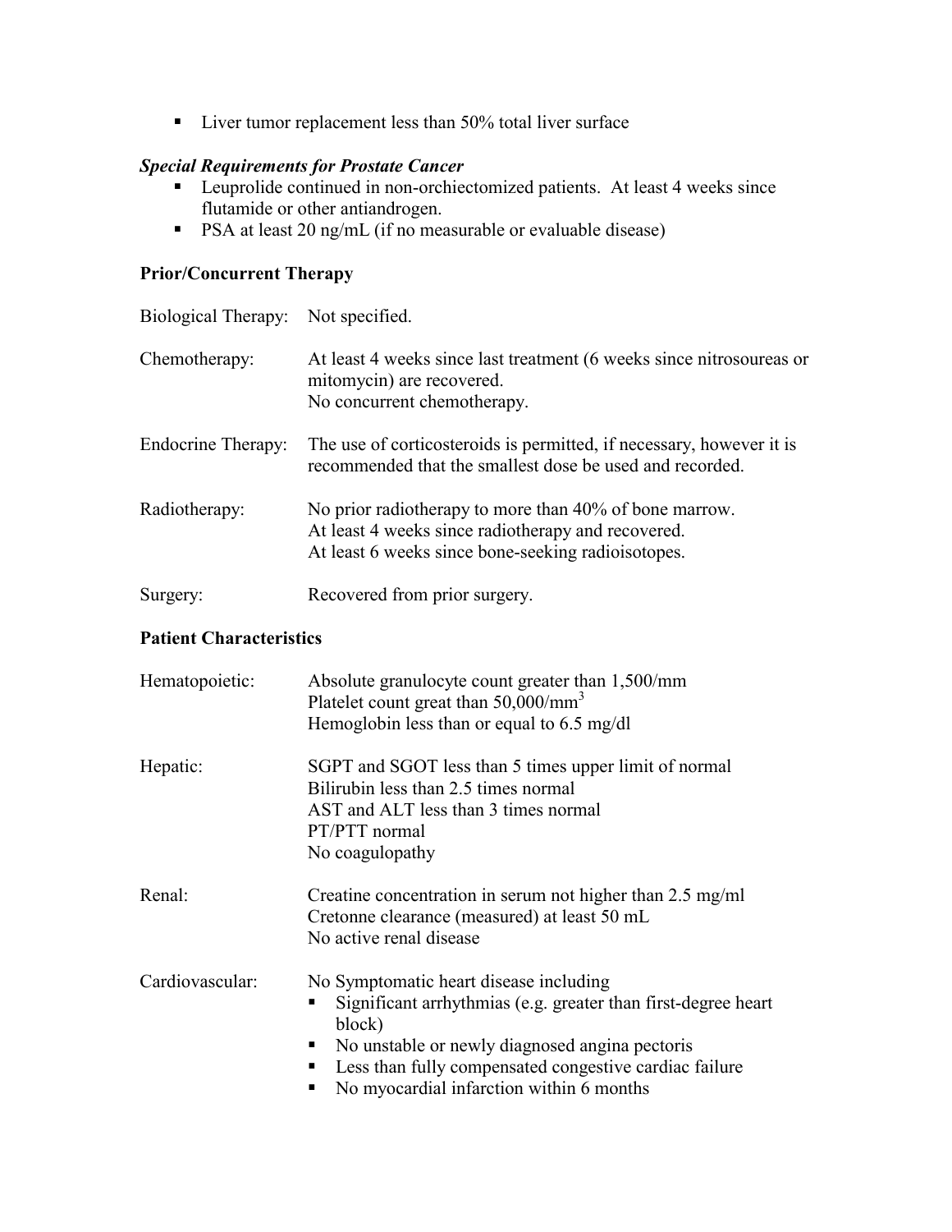- Liver tumor replacement less than 50% total liver surface

***Special Requirements for Prostate Cancer***

- Leuprolide continued in non-orchiectomized patients. At least 4 weeks since flutamide or other antiandrogen.
- PSA at least 20 ng/mL (if no measurable or evaluable disease)

**Prior/Concurrent Therapy**

Biological Therapy: Not specified.

Chemotherapy: At least 4 weeks since last treatment (6 weeks since nitrosoureas or mitomycin) are recovered.
No concurrent chemotherapy.

Endocrine Therapy: The use of corticosteroids is permitted, if necessary, however it is recommended that the smallest dose be used and recorded.

Radiotherapy: No prior radiotherapy to more than 40% of bone marrow.
At least 4 weeks since radiotherapy and recovered.
At least 6 weeks since bone-seeking radioisotopes.

Surgery: Recovered from prior surgery.

**Patient Characteristics**

Hematopoietic: Absolute granulocyte count greater than 1,500/mm
Platelet count great than $50{,}000/mm^3$
Hemoglobin less than or equal to 6.5 mg/dl

Hepatic: SGPT and SGOT less than 5 times upper limit of normal
Bilirubin less than 2.5 times normal
AST and ALT less than 3 times normal
PT/PTT normal
No coagulopathy

Renal: Creatine concentration in serum not higher than 2.5 mg/ml
Cretonne clearance (measured) at least 50 mL
No active renal disease

Cardiovascular: No Symptomatic heart disease including

- Significant arrhythmias (e.g. greater than first-degree heart block)
- No unstable or newly diagnosed angina pectoris
- Less than fully compensated congestive cardiac failure
- No myocardial infarction within 6 months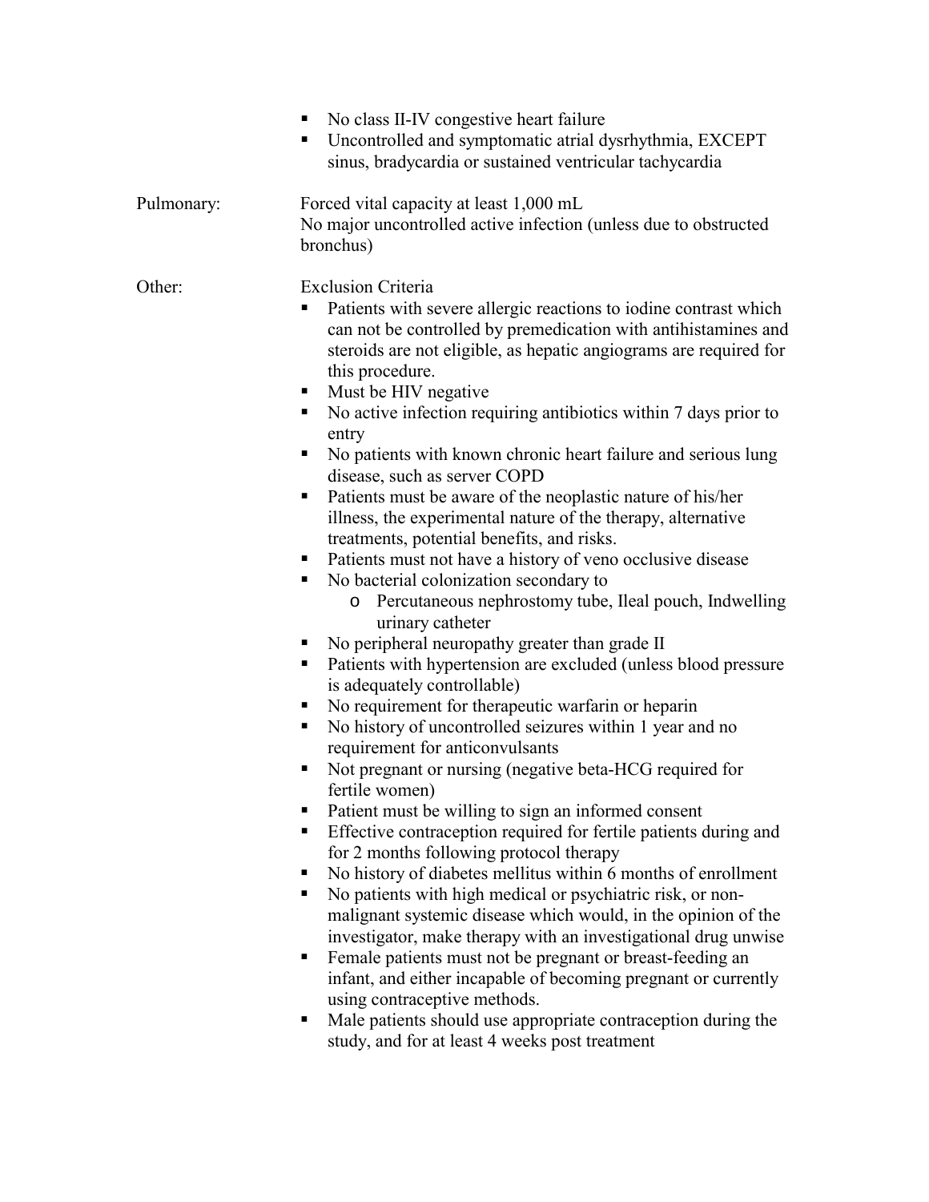- No class II-IV congestive heart failure
- Uncontrolled and symptomatic atrial dysrhythmia, EXCEPT sinus, bradycardia or sustained ventricular tachycardia

Pulmonary:

Forced vital capacity at least 1,000 mL
No major uncontrolled active infection (unless due to obstructed bronchus)

Other:

Exclusion Criteria

- Patients with severe allergic reactions to iodine contrast which can not be controlled by premedication with antihistamines and steroids are not eligible, as hepatic angiograms are required for this procedure.
- Must be HIV negative
- No active infection requiring antibiotics within 7 days prior to entry
- No patients with known chronic heart failure and serious lung disease, such as server COPD
- Patients must be aware of the neoplastic nature of his/her illness, the experimental nature of the therapy, alternative treatments, potential benefits, and risks.
- Patients must not have a history of veno occlusive disease
- No bacterial colonization secondary to
    - Percutaneous nephrostomy tube, Ileal pouch, Indwelling urinary catheter
- No peripheral neuropathy greater than grade II
- Patients with hypertension are excluded (unless blood pressure is adequately controllable)
- No requirement for therapeutic warfarin or heparin
- No history of uncontrolled seizures within 1 year and no requirement for anticonvulsants
- Not pregnant or nursing (negative beta-HCG required for fertile women)
- Patient must be willing to sign an informed consent
- Effective contraception required for fertile patients during and for 2 months following protocol therapy
- No history of diabetes mellitus within 6 months of enrollment
- No patients with high medical or psychiatric risk, or non-malignant systemic disease which would, in the opinion of the investigator, make therapy with an investigational drug unwise
- Female patients must not be pregnant or breast-feeding an infant, and either incapable of becoming pregnant or currently using contraceptive methods.
- Male patients should use appropriate contraception during the study, and for at least 4 weeks post treatment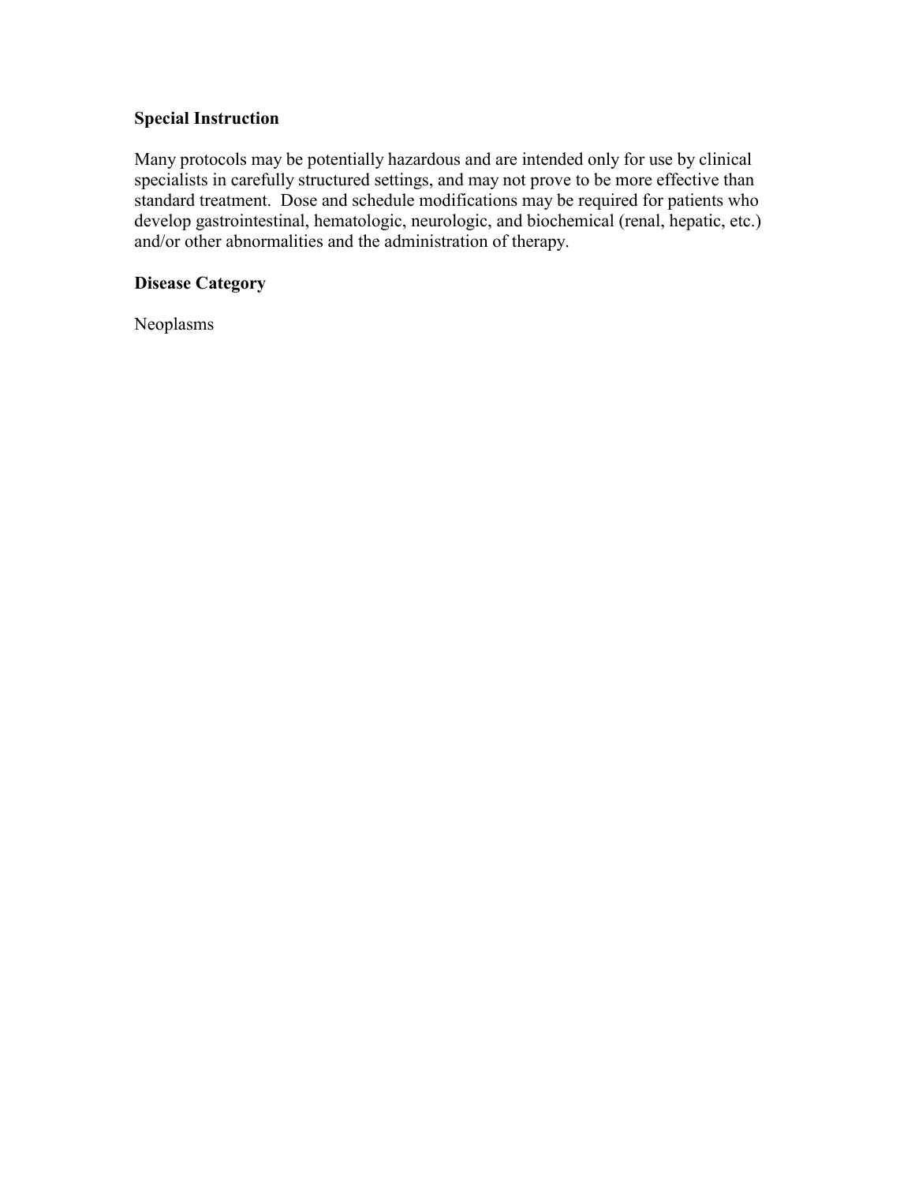**Special Instruction**

Many protocols may be potentially hazardous and are intended only for use by clinical specialists in carefully structured settings, and may not prove to be more effective than standard treatment.  Dose and schedule modifications may be required for patients who develop gastrointestinal, hematologic, neurologic, and biochemical (renal, hepatic, etc.) and/or other abnormalities and the administration of therapy.

**Disease Category**

Neoplasms